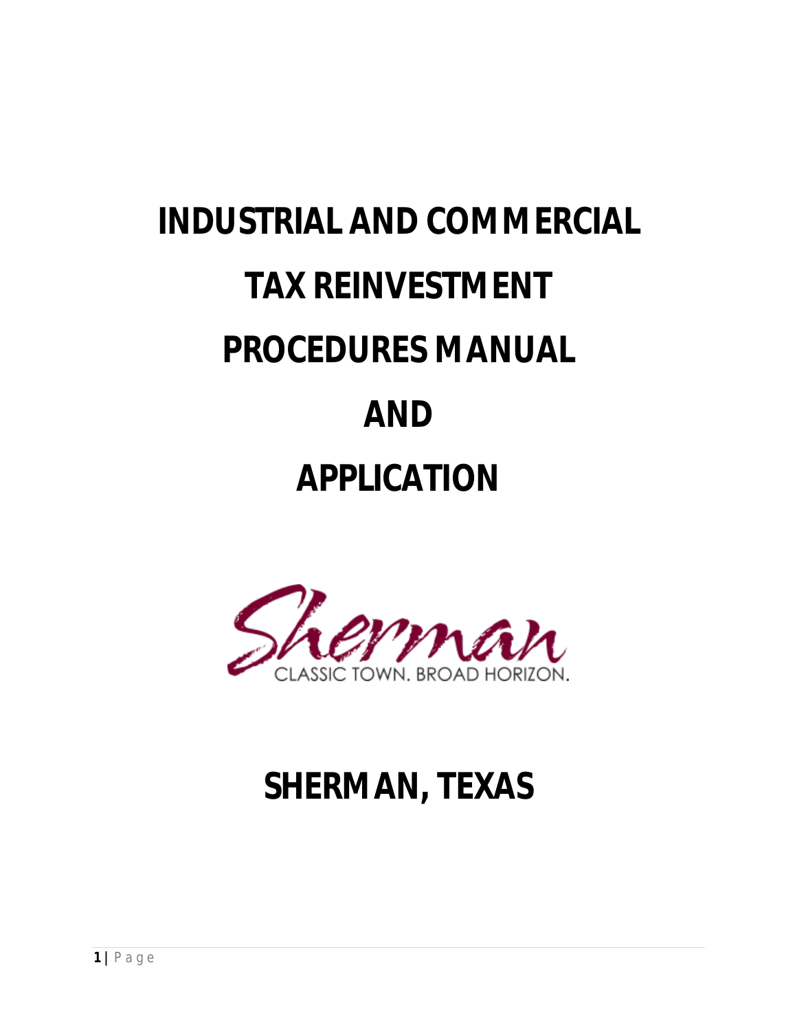# INDUSTRIAL AND COMMERCIAL

# TAX REINVESTMENT

# PROCEDURES MANUAL

# AND

# APPLICATION

Sherman

CLASSIC TOWN. BROAD HORIZON.

# SHERMAN, TEXAS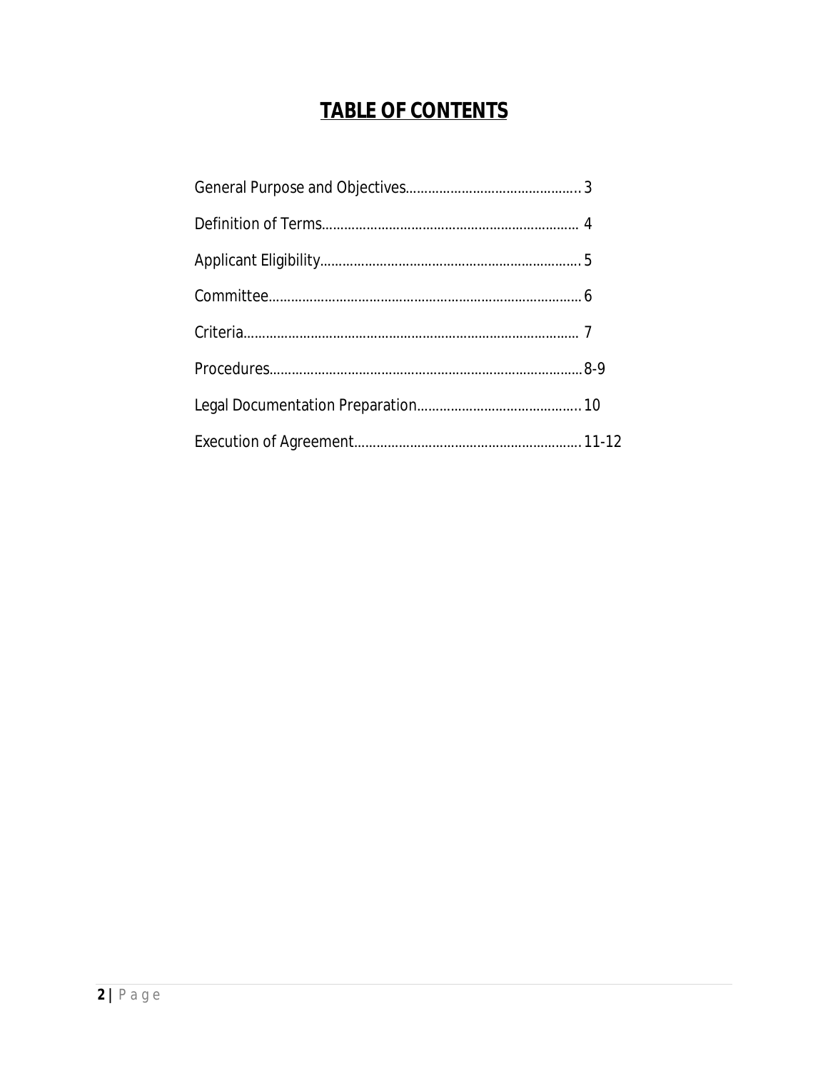# TABLE OF CONTENTS

General Purpose and Objectives............................................. 3

Definition of Terms.................................................................. 4

Applicant Eligibility.................................................................. 5

Committee................................................................................ 6

Criteria...................................................................................... 7

Procedures................................................................................ 8-9

Legal Documentation Preparation........................................... 10

Execution of Agreement........................................................... 11-12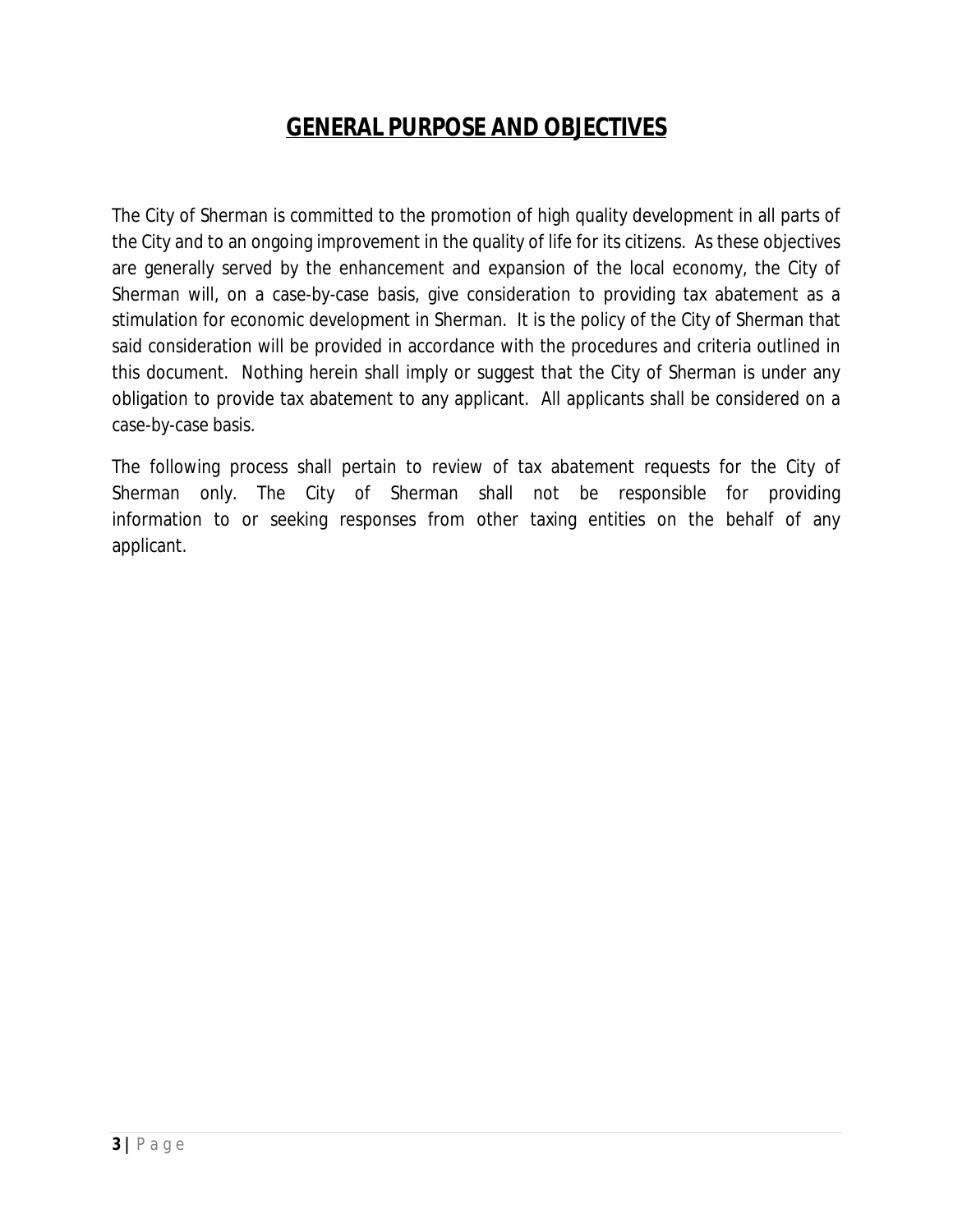## GENERAL PURPOSE AND OBJECTIVES

The City of Sherman is committed to the promotion of high quality development in all parts of the City and to an ongoing improvement in the quality of life for its citizens. As these objectives are generally served by the enhancement and expansion of the local economy, the City of Sherman will, on a case-by-case basis, give consideration to providing tax abatement as a stimulation for economic development in Sherman. It is the policy of the City of Sherman that said consideration will be provided in accordance with the procedures and criteria outlined in this document. Nothing herein shall imply or suggest that the City of Sherman is under any obligation to provide tax abatement to any applicant. All applicants shall be considered on a case-by-case basis.

The following process shall pertain to review of tax abatement requests for the City of Sherman only. The City of Sherman shall not be responsible for providing information to or seeking responses from other taxing entities on the behalf of any applicant.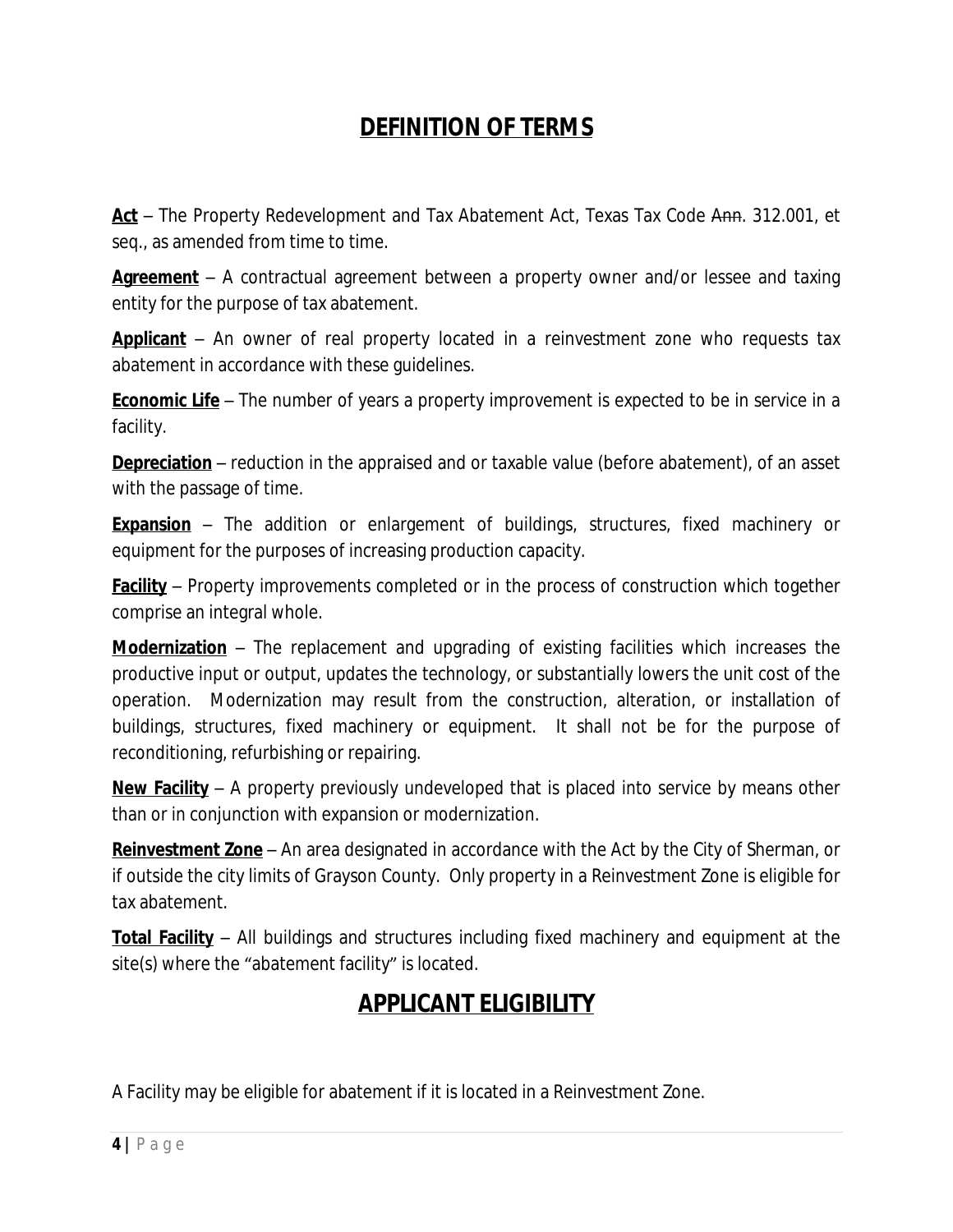## DEFINITION OF TERMS

**Act** – The Property Redevelopment and Tax Abatement Act, Texas Tax Code ~~Ann~~. 312.001, et seq., as amended from time to time.

**Agreement** – A contractual agreement between a property owner and/or lessee and taxing entity for the purpose of tax abatement.

**Applicant** – An owner of real property located in a reinvestment zone who requests tax abatement in accordance with these guidelines.

**Economic Life** – The number of years a property improvement is expected to be in service in a facility.

**Depreciation** – reduction in the appraised and or taxable value (before abatement), of an asset with the passage of time.

**Expansion** – The addition or enlargement of buildings, structures, fixed machinery or equipment for the purposes of increasing production capacity.

**Facility** – Property improvements completed or in the process of construction which together comprise an integral whole.

**Modernization** – The replacement and upgrading of existing facilities which increases the productive input or output, updates the technology, or substantially lowers the unit cost of the operation. Modernization may result from the construction, alteration, or installation of buildings, structures, fixed machinery or equipment. It shall not be for the purpose of reconditioning, refurbishing or repairing.

**New Facility** – A property previously undeveloped that is placed into service by means other than or in conjunction with expansion or modernization.

**Reinvestment Zone** – An area designated in accordance with the Act by the City of Sherman, or if outside the city limits of Grayson County. Only property in a Reinvestment Zone is eligible for tax abatement.

**Total Facility** – All buildings and structures including fixed machinery and equipment at the site(s) where the "abatement facility" is located.

## APPLICANT ELIGIBILITY

A Facility may be eligible for abatement if it is located in a Reinvestment Zone.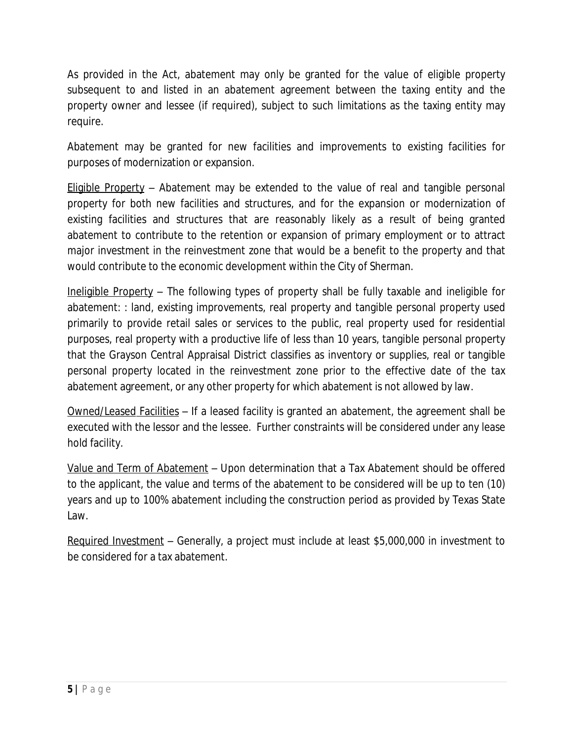As provided in the Act, abatement may only be granted for the value of eligible property subsequent to and listed in an abatement agreement between the taxing entity and the property owner and lessee (if required), subject to such limitations as the taxing entity may require.

Abatement may be granted for new facilities and improvements to existing facilities for purposes of modernization or expansion.

<u>Eligible Property</u> – Abatement may be extended to the value of real and tangible personal property for both new facilities and structures, and for the expansion or modernization of existing facilities and structures that are reasonably likely as a result of being granted abatement to contribute to the retention or expansion of primary employment or to attract major investment in the reinvestment zone that would be a benefit to the property and that would contribute to the economic development within the City of Sherman.

<u>Ineligible Property</u> – The following types of property shall be fully taxable and ineligible for abatement: : land, existing improvements, real property and tangible personal property used primarily to provide retail sales or services to the public, real property used for residential purposes, real property with a productive life of less than 10 years, tangible personal property that the Grayson Central Appraisal District classifies as inventory or supplies, real or tangible personal property located in the reinvestment zone prior to the effective date of the tax abatement agreement, or any other property for which abatement is not allowed by law.

<u>Owned/Leased Facilities</u> – If a leased facility is granted an abatement, the agreement shall be executed with the lessor and the lessee. Further constraints will be considered under any lease hold facility.

<u>Value and Term of Abatement</u> – Upon determination that a Tax Abatement should be offered to the applicant, the value and terms of the abatement to be considered will be up to ten (10) years and up to 100% abatement including the construction period as provided by Texas State Law.

<u>Required Investment</u> – Generally, a project must include at least $5,000,000 in investment to be considered for a tax abatement.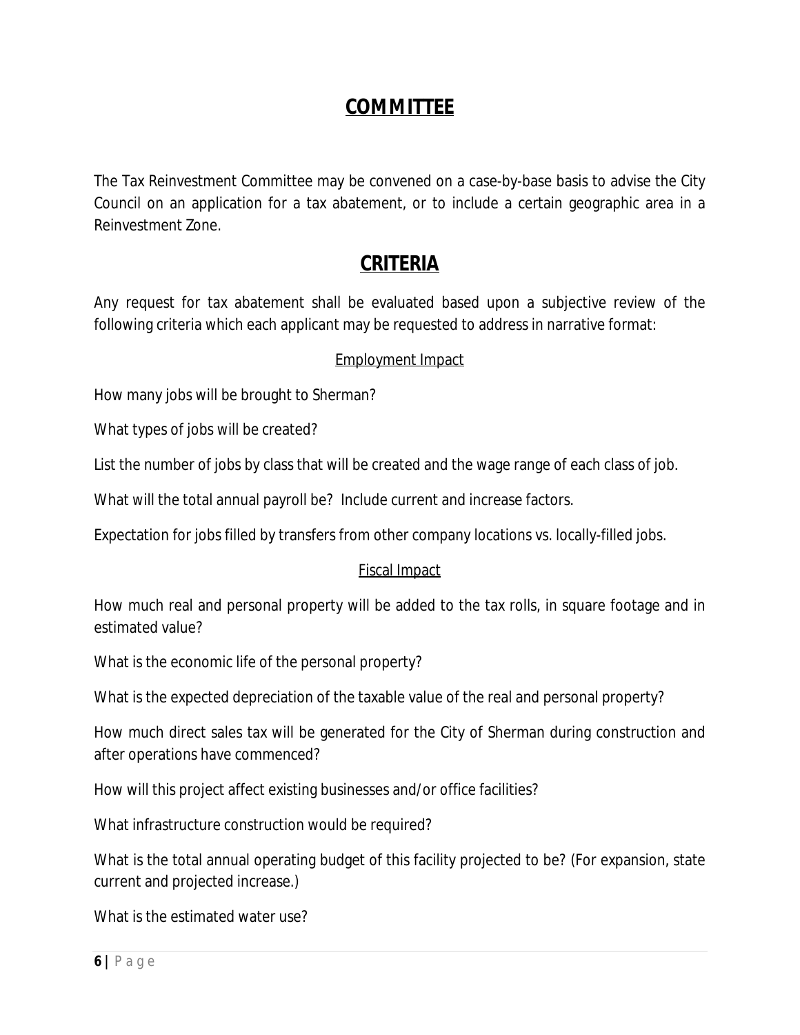## COMMITTEE

The Tax Reinvestment Committee may be convened on a case-by-base basis to advise the City Council on an application for a tax abatement, or to include a certain geographic area in a Reinvestment Zone.

## CRITERIA

Any request for tax abatement shall be evaluated based upon a subjective review of the following criteria which each applicant may be requested to address in narrative format:

### Employment Impact

How many jobs will be brought to Sherman?

What types of jobs will be created?

List the number of jobs by class that will be created and the wage range of each class of job.

What will the total annual payroll be? Include current and increase factors.

Expectation for jobs filled by transfers from other company locations vs. locally-filled jobs.

### Fiscal Impact

How much real and personal property will be added to the tax rolls, in square footage and in estimated value?

What is the economic life of the personal property?

What is the expected depreciation of the taxable value of the real and personal property?

How much direct sales tax will be generated for the City of Sherman during construction and after operations have commenced?

How will this project affect existing businesses and/or office facilities?

What infrastructure construction would be required?

What is the total annual operating budget of this facility projected to be? (For expansion, state current and projected increase.)

What is the estimated water use?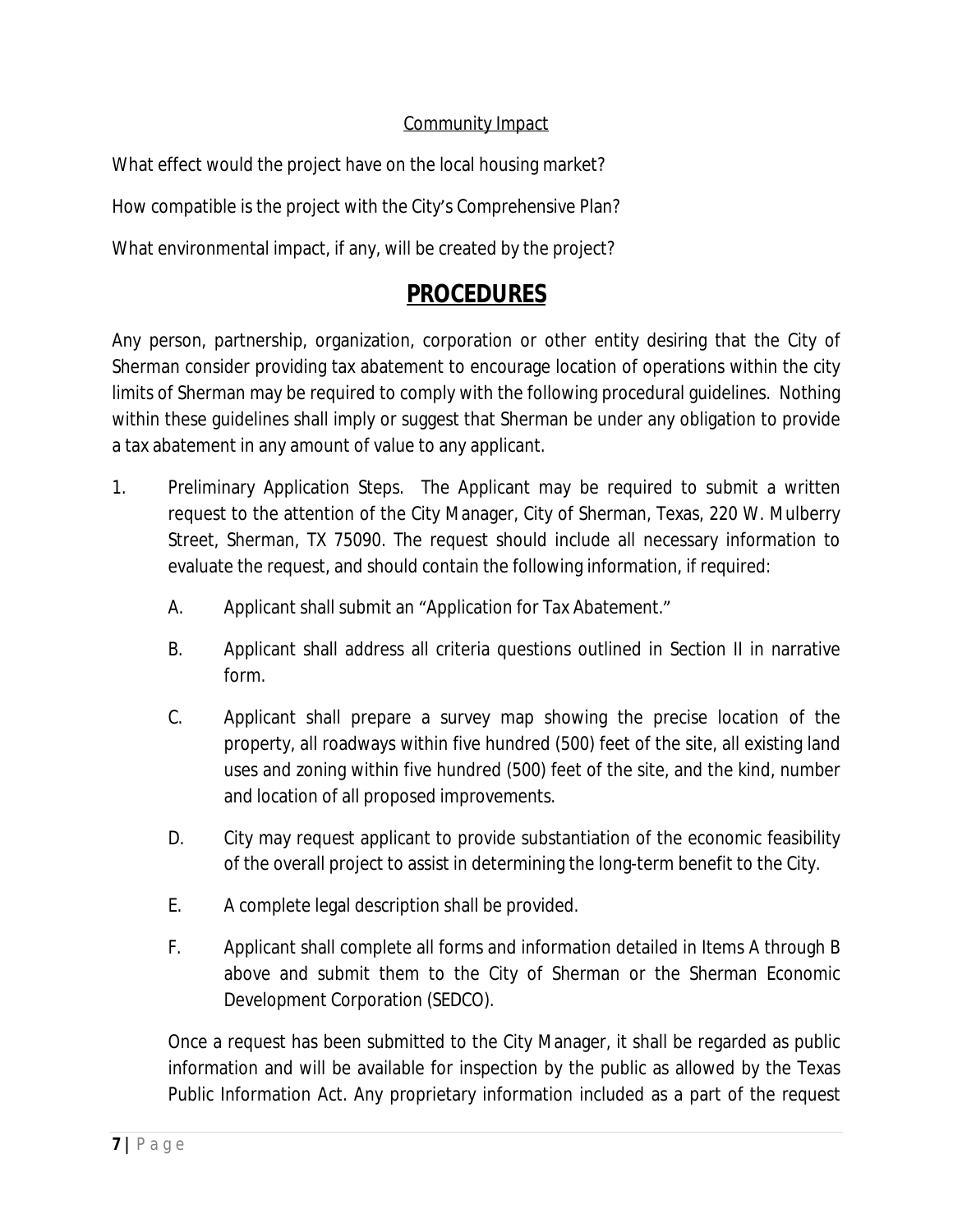Community Impact

What effect would the project have on the local housing market?

How compatible is the project with the City's Comprehensive Plan?

What environmental impact, if any, will be created by the project?

# PROCEDURES

Any person, partnership, organization, corporation or other entity desiring that the City of Sherman consider providing tax abatement to encourage location of operations within the city limits of Sherman may be required to comply with the following procedural guidelines. Nothing within these guidelines shall imply or suggest that Sherman be under any obligation to provide a tax abatement in any amount of value to any applicant.

1. Preliminary Application Steps. The Applicant may be required to submit a written request to the attention of the City Manager, City of Sherman, Texas, 220 W. Mulberry Street, Sherman, TX 75090. The request should include all necessary information to evaluate the request, and should contain the following information, if required:

   A. Applicant shall submit an "Application for Tax Abatement."

   B. Applicant shall address all criteria questions outlined in Section II in narrative form.

   C. Applicant shall prepare a survey map showing the precise location of the property, all roadways within five hundred (500) feet of the site, all existing land uses and zoning within five hundred (500) feet of the site, and the kind, number and location of all proposed improvements.

   D. City may request applicant to provide substantiation of the economic feasibility of the overall project to assist in determining the long-term benefit to the City.

   E. A complete legal description shall be provided.

   F. Applicant shall complete all forms and information detailed in Items A through B above and submit them to the City of Sherman or the Sherman Economic Development Corporation (SEDCO).

   Once a request has been submitted to the City Manager, it shall be regarded as public information and will be available for inspection by the public as allowed by the Texas Public Information Act. Any proprietary information included as a part of the request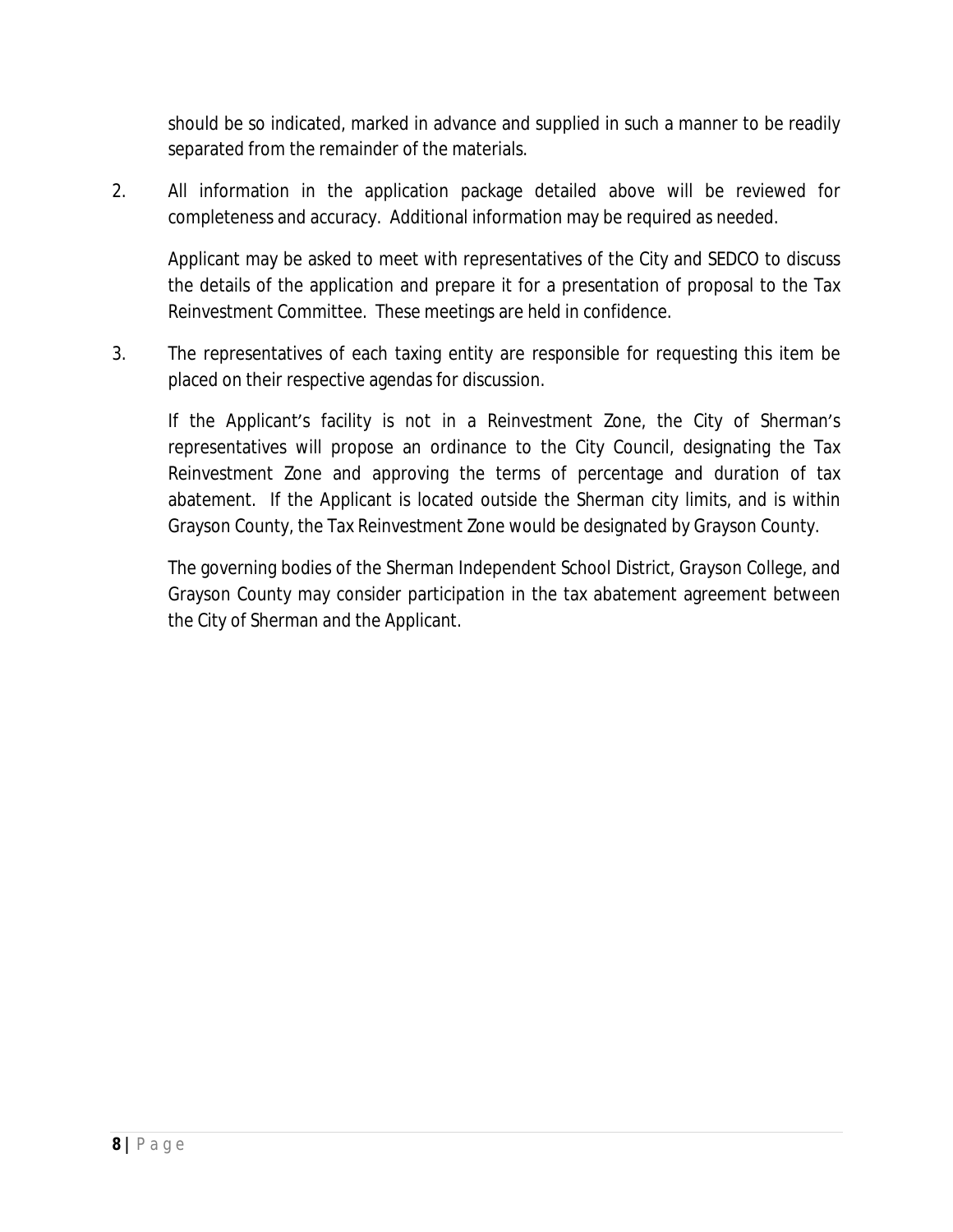should be so indicated, marked in advance and supplied in such a manner to be readily separated from the remainder of the materials.

2. All information in the application package detailed above will be reviewed for completeness and accuracy. Additional information may be required as needed.

   Applicant may be asked to meet with representatives of the City and SEDCO to discuss the details of the application and prepare it for a presentation of proposal to the Tax Reinvestment Committee. These meetings are held in confidence.

3. The representatives of each taxing entity are responsible for requesting this item be placed on their respective agendas for discussion.

   If the Applicant's facility is not in a Reinvestment Zone, the City of Sherman's representatives will propose an ordinance to the City Council, designating the Tax Reinvestment Zone and approving the terms of percentage and duration of tax abatement. If the Applicant is located outside the Sherman city limits, and is within Grayson County, the Tax Reinvestment Zone would be designated by Grayson County.

   The governing bodies of the Sherman Independent School District, Grayson College, and Grayson County may consider participation in the tax abatement agreement between the City of Sherman and the Applicant.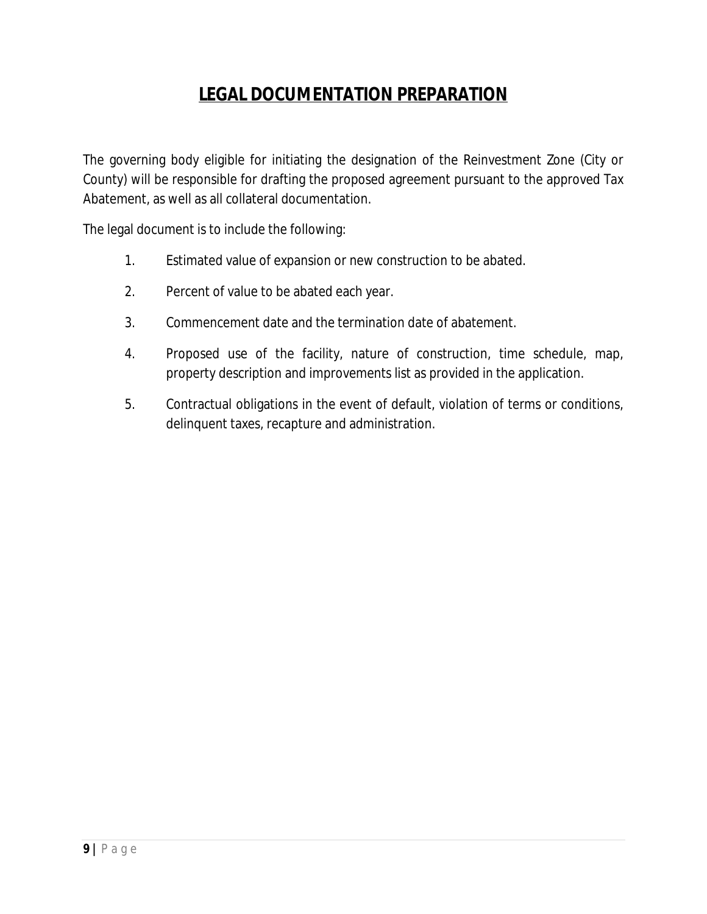# LEGAL DOCUMENTATION PREPARATION

The governing body eligible for initiating the designation of the Reinvestment Zone (City or County) will be responsible for drafting the proposed agreement pursuant to the approved Tax Abatement, as well as all collateral documentation.

The legal document is to include the following:

1. Estimated value of expansion or new construction to be abated.
2. Percent of value to be abated each year.
3. Commencement date and the termination date of abatement.
4. Proposed use of the facility, nature of construction, time schedule, map, property description and improvements list as provided in the application.
5. Contractual obligations in the event of default, violation of terms or conditions, delinquent taxes, recapture and administration.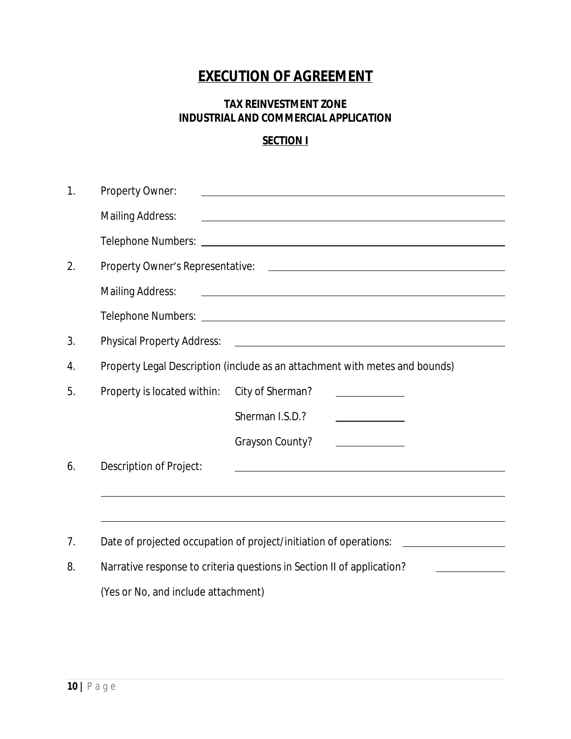# EXECUTION OF AGREEMENT

**TAX REINVESTMENT ZONE**
**INDUSTRIAL AND COMMERCIAL APPLICATION**

**SECTION I**

1. Property Owner: ______________________________

   Mailing Address: ______________________________

   Telephone Numbers: ______________________________

2. Property Owner's Representative: ______________________________

   Mailing Address: ______________________________

   Telephone Numbers: ______________________________

3. Physical Property Address: ______________________________

4. Property Legal Description (include as an attachment with metes and bounds)

5. Property is located within: City of Sherman? __________

   Sherman I.S.D.? __________

   Grayson County? __________

6. Description of Project: ______________________________

   ______________________________

   ______________________________

7. Date of projected occupation of project/initiation of operations: __________

8. Narrative response to criteria questions in Section II of application? __________

   (Yes or No, and include attachment)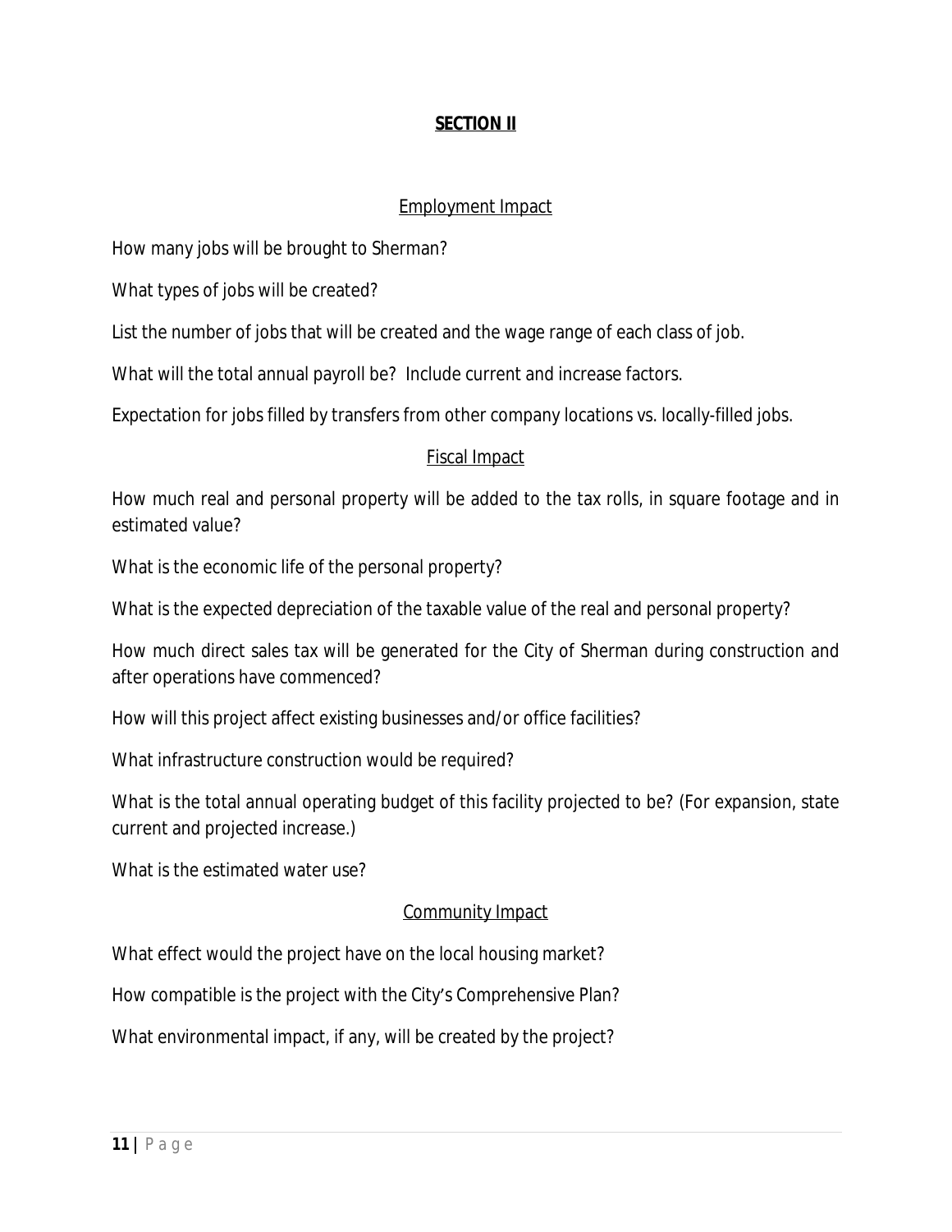## SECTION II

### Employment Impact

How many jobs will be brought to Sherman?

What types of jobs will be created?

List the number of jobs that will be created and the wage range of each class of job.

What will the total annual payroll be? Include current and increase factors.

Expectation for jobs filled by transfers from other company locations vs. locally-filled jobs.

### Fiscal Impact

How much real and personal property will be added to the tax rolls, in square footage and in estimated value?

What is the economic life of the personal property?

What is the expected depreciation of the taxable value of the real and personal property?

How much direct sales tax will be generated for the City of Sherman during construction and after operations have commenced?

How will this project affect existing businesses and/or office facilities?

What infrastructure construction would be required?

What is the total annual operating budget of this facility projected to be? (For expansion, state current and projected increase.)

What is the estimated water use?

### Community Impact

What effect would the project have on the local housing market?

How compatible is the project with the City's Comprehensive Plan?

What environmental impact, if any, will be created by the project?